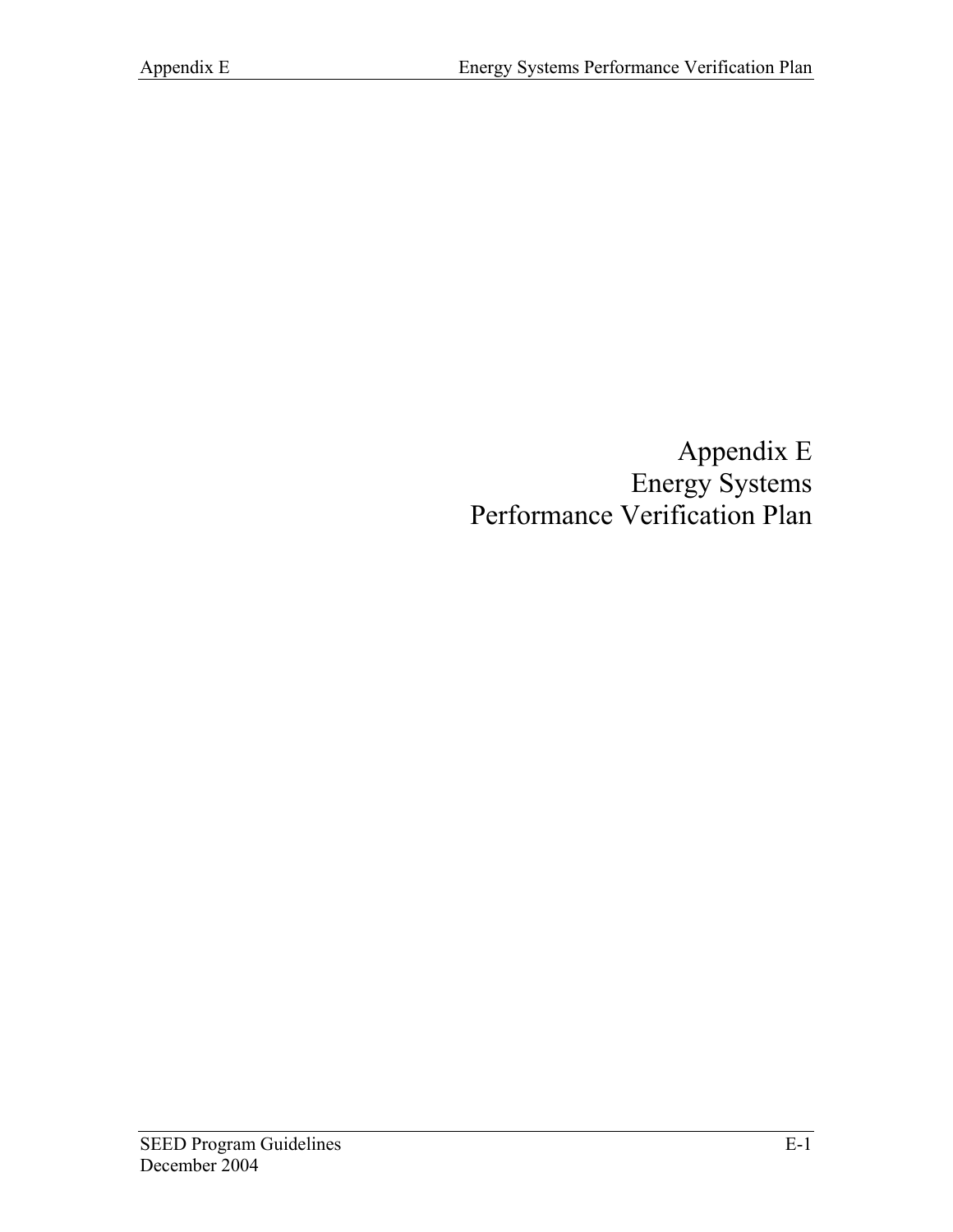# Appendix E
# Energy Systems
# Performance Verification Plan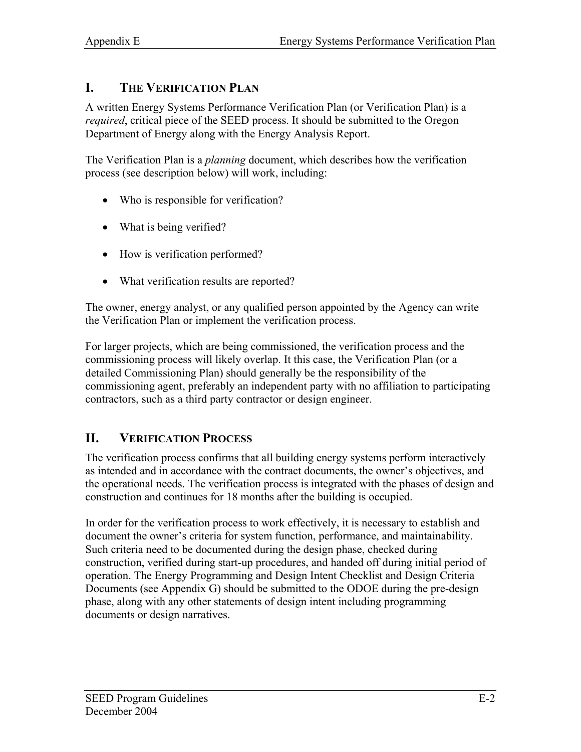## I. THE VERIFICATION PLAN

A written Energy Systems Performance Verification Plan (or Verification Plan) is a *required*, critical piece of the SEED process. It should be submitted to the Oregon Department of Energy along with the Energy Analysis Report.

The Verification Plan is a *planning* document, which describes how the verification process (see description below) will work, including:

- Who is responsible for verification?
- What is being verified?
- How is verification performed?
- What verification results are reported?

The owner, energy analyst, or any qualified person appointed by the Agency can write the Verification Plan or implement the verification process.

For larger projects, which are being commissioned, the verification process and the commissioning process will likely overlap. It this case, the Verification Plan (or a detailed Commissioning Plan) should generally be the responsibility of the commissioning agent, preferably an independent party with no affiliation to participating contractors, such as a third party contractor or design engineer.

## II. VERIFICATION PROCESS

The verification process confirms that all building energy systems perform interactively as intended and in accordance with the contract documents, the owner's objectives, and the operational needs. The verification process is integrated with the phases of design and construction and continues for 18 months after the building is occupied.

In order for the verification process to work effectively, it is necessary to establish and document the owner's criteria for system function, performance, and maintainability. Such criteria need to be documented during the design phase, checked during construction, verified during start-up procedures, and handed off during initial period of operation. The Energy Programming and Design Intent Checklist and Design Criteria Documents (see Appendix G) should be submitted to the ODOE during the pre-design phase, along with any other statements of design intent including programming documents or design narratives.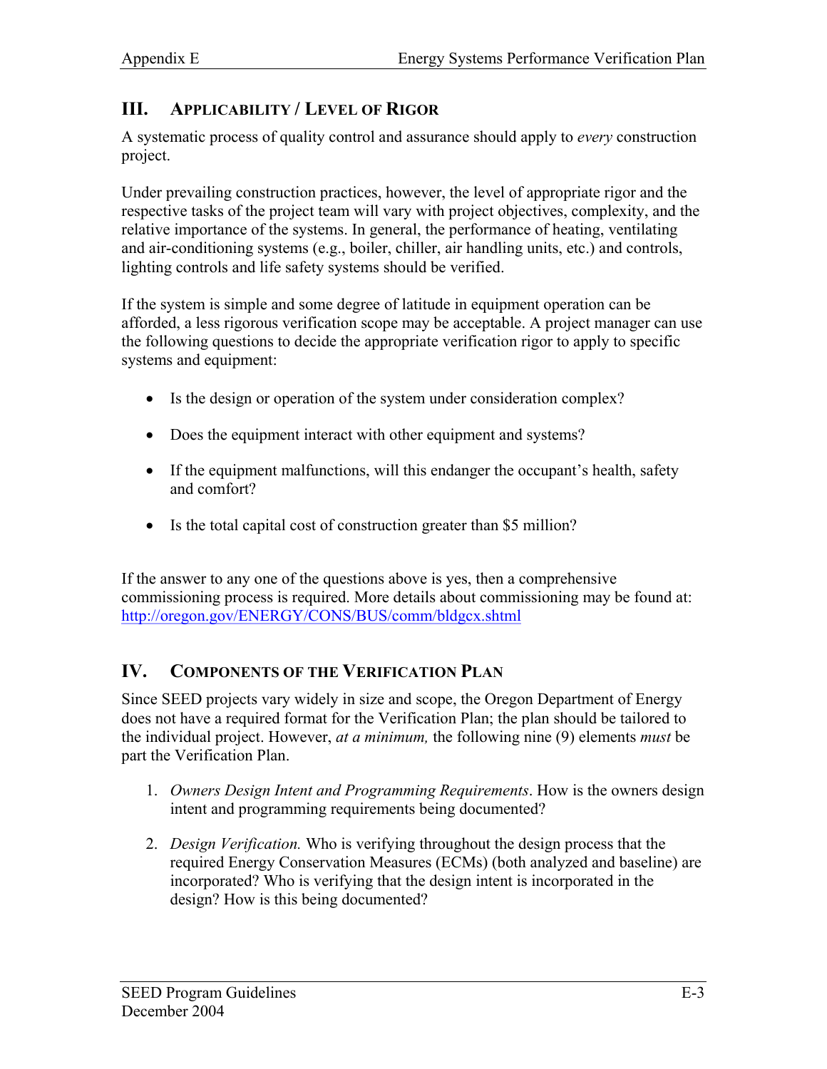## III. APPLICABILITY / LEVEL OF RIGOR

A systematic process of quality control and assurance should apply to *every* construction project.

Under prevailing construction practices, however, the level of appropriate rigor and the respective tasks of the project team will vary with project objectives, complexity, and the relative importance of the systems. In general, the performance of heating, ventilating and air-conditioning systems (e.g., boiler, chiller, air handling units, etc.) and controls, lighting controls and life safety systems should be verified.

If the system is simple and some degree of latitude in equipment operation can be afforded, a less rigorous verification scope may be acceptable. A project manager can use the following questions to decide the appropriate verification rigor to apply to specific systems and equipment:

- Is the design or operation of the system under consideration complex?
- Does the equipment interact with other equipment and systems?
- If the equipment malfunctions, will this endanger the occupant's health, safety and comfort?
- Is the total capital cost of construction greater than $5 million?

If the answer to any one of the questions above is yes, then a comprehensive commissioning process is required. More details about commissioning may be found at: [http://oregon.gov/ENERGY/CONS/BUS/comm/bldgcx.shtml](http://oregon.gov/ENERGY/CONS/BUS/comm/bldgcx.shtml)

## IV. COMPONENTS OF THE VERIFICATION PLAN

Since SEED projects vary widely in size and scope, the Oregon Department of Energy does not have a required format for the Verification Plan; the plan should be tailored to the individual project. However, *at a minimum,* the following nine (9) elements *must* be part the Verification Plan.

1. *Owners Design Intent and Programming Requirements*. How is the owners design intent and programming requirements being documented?
2. *Design Verification.* Who is verifying throughout the design process that the required Energy Conservation Measures (ECMs) (both analyzed and baseline) are incorporated? Who is verifying that the design intent is incorporated in the design? How is this being documented?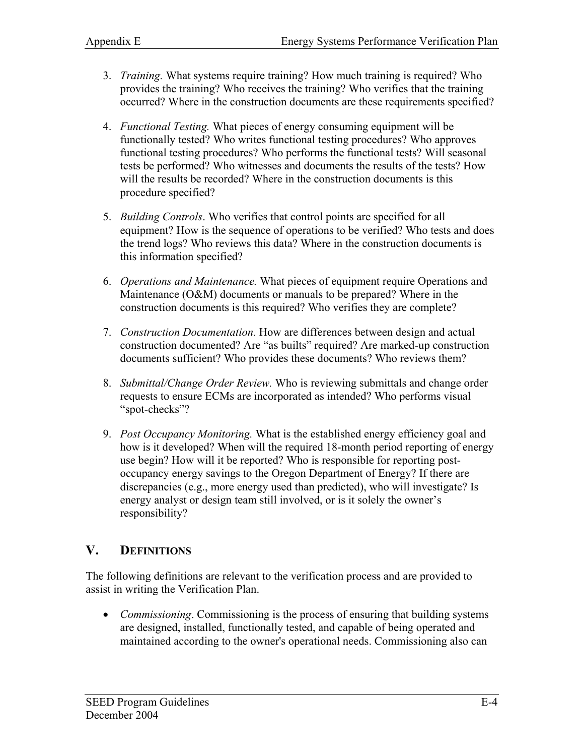3. *Training.* What systems require training? How much training is required? Who provides the training? Who receives the training? Who verifies that the training occurred? Where in the construction documents are these requirements specified?

4. *Functional Testing.* What pieces of energy consuming equipment will be functionally tested? Who writes functional testing procedures? Who approves functional testing procedures? Who performs the functional tests? Will seasonal tests be performed? Who witnesses and documents the results of the tests? How will the results be recorded? Where in the construction documents is this procedure specified?

5. *Building Controls*. Who verifies that control points are specified for all equipment? How is the sequence of operations to be verified? Who tests and does the trend logs? Who reviews this data? Where in the construction documents is this information specified?

6. *Operations and Maintenance.* What pieces of equipment require Operations and Maintenance (O&M) documents or manuals to be prepared? Where in the construction documents is this required? Who verifies they are complete?

7. *Construction Documentation.* How are differences between design and actual construction documented? Are "as builts" required? Are marked-up construction documents sufficient? Who provides these documents? Who reviews them?

8. *Submittal/Change Order Review.* Who is reviewing submittals and change order requests to ensure ECMs are incorporated as intended? Who performs visual "spot-checks"?

9. *Post Occupancy Monitoring.* What is the established energy efficiency goal and how is it developed? When will the required 18-month period reporting of energy use begin? How will it be reported? Who is responsible for reporting post-occupancy energy savings to the Oregon Department of Energy? If there are discrepancies (e.g., more energy used than predicted), who will investigate? Is energy analyst or design team still involved, or is it solely the owner's responsibility?

## V. DEFINITIONS

The following definitions are relevant to the verification process and are provided to assist in writing the Verification Plan.

- *Commissioning*. Commissioning is the process of ensuring that building systems are designed, installed, functionally tested, and capable of being operated and maintained according to the owner's operational needs. Commissioning also can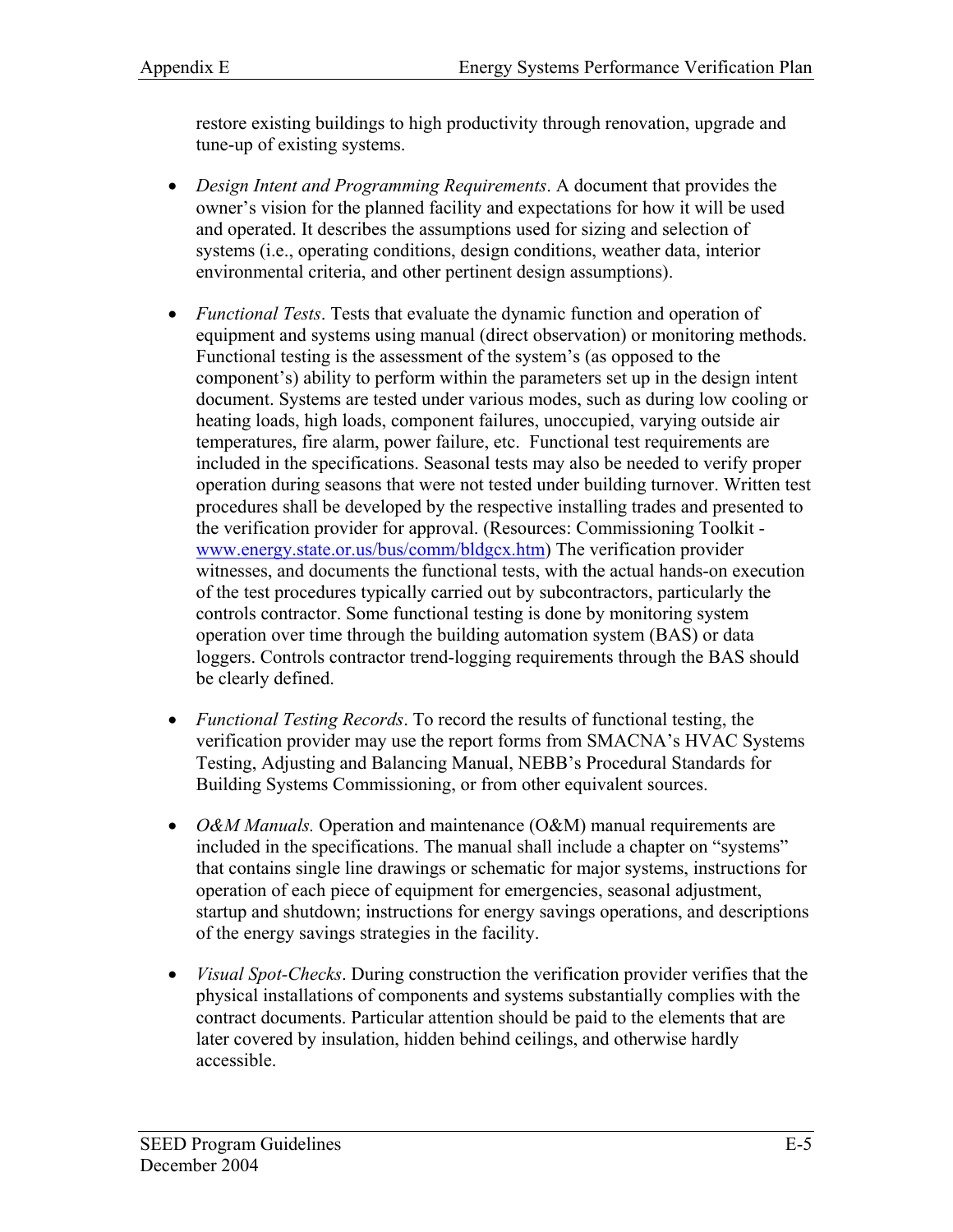restore existing buildings to high productivity through renovation, upgrade and tune-up of existing systems.

- *Design Intent and Programming Requirements*. A document that provides the owner's vision for the planned facility and expectations for how it will be used and operated. It describes the assumptions used for sizing and selection of systems (i.e., operating conditions, design conditions, weather data, interior environmental criteria, and other pertinent design assumptions).

- *Functional Tests*. Tests that evaluate the dynamic function and operation of equipment and systems using manual (direct observation) or monitoring methods. Functional testing is the assessment of the system's (as opposed to the component's) ability to perform within the parameters set up in the design intent document. Systems are tested under various modes, such as during low cooling or heating loads, high loads, component failures, unoccupied, varying outside air temperatures, fire alarm, power failure, etc. Functional test requirements are included in the specifications. Seasonal tests may also be needed to verify proper operation during seasons that were not tested under building turnover. Written test procedures shall be developed by the respective installing trades and presented to the verification provider for approval. (Resources: Commissioning Toolkit - [www.energy.state.or.us/bus/comm/bldgcx.htm](www.energy.state.or.us/bus/comm/bldgcx.htm)) The verification provider witnesses, and documents the functional tests, with the actual hands-on execution of the test procedures typically carried out by subcontractors, particularly the controls contractor. Some functional testing is done by monitoring system operation over time through the building automation system (BAS) or data loggers. Controls contractor trend-logging requirements through the BAS should be clearly defined.

- *Functional Testing Records*. To record the results of functional testing, the verification provider may use the report forms from SMACNA's HVAC Systems Testing, Adjusting and Balancing Manual, NEBB's Procedural Standards for Building Systems Commissioning, or from other equivalent sources.

- *O&M Manuals.* Operation and maintenance (O&M) manual requirements are included in the specifications. The manual shall include a chapter on "systems" that contains single line drawings or schematic for major systems, instructions for operation of each piece of equipment for emergencies, seasonal adjustment, startup and shutdown; instructions for energy savings operations, and descriptions of the energy savings strategies in the facility.

- *Visual Spot-Checks*. During construction the verification provider verifies that the physical installations of components and systems substantially complies with the contract documents. Particular attention should be paid to the elements that are later covered by insulation, hidden behind ceilings, and otherwise hardly accessible.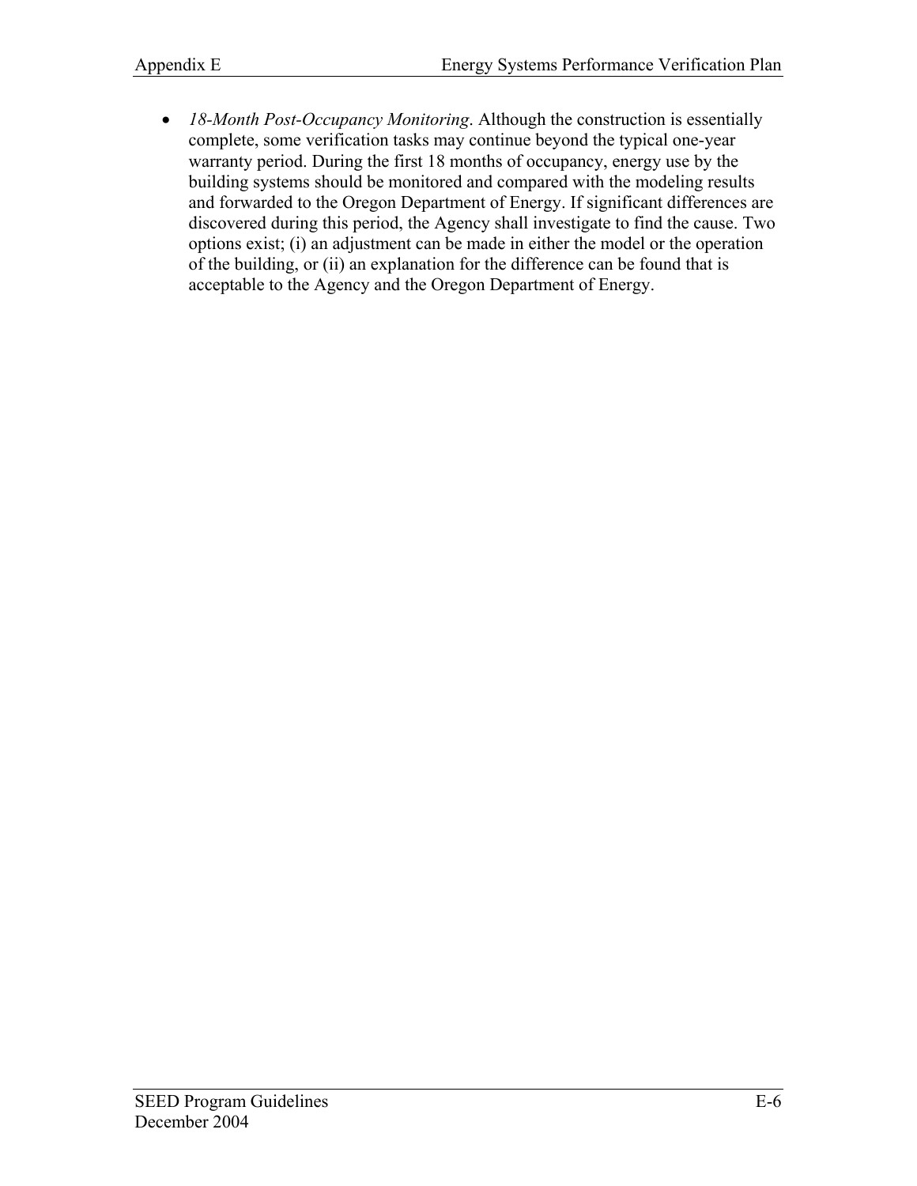- *18-Month Post-Occupancy Monitoring*. Although the construction is essentially complete, some verification tasks may continue beyond the typical one-year warranty period. During the first 18 months of occupancy, energy use by the building systems should be monitored and compared with the modeling results and forwarded to the Oregon Department of Energy. If significant differences are discovered during this period, the Agency shall investigate to find the cause. Two options exist; (i) an adjustment can be made in either the model or the operation of the building, or (ii) an explanation for the difference can be found that is acceptable to the Agency and the Oregon Department of Energy.